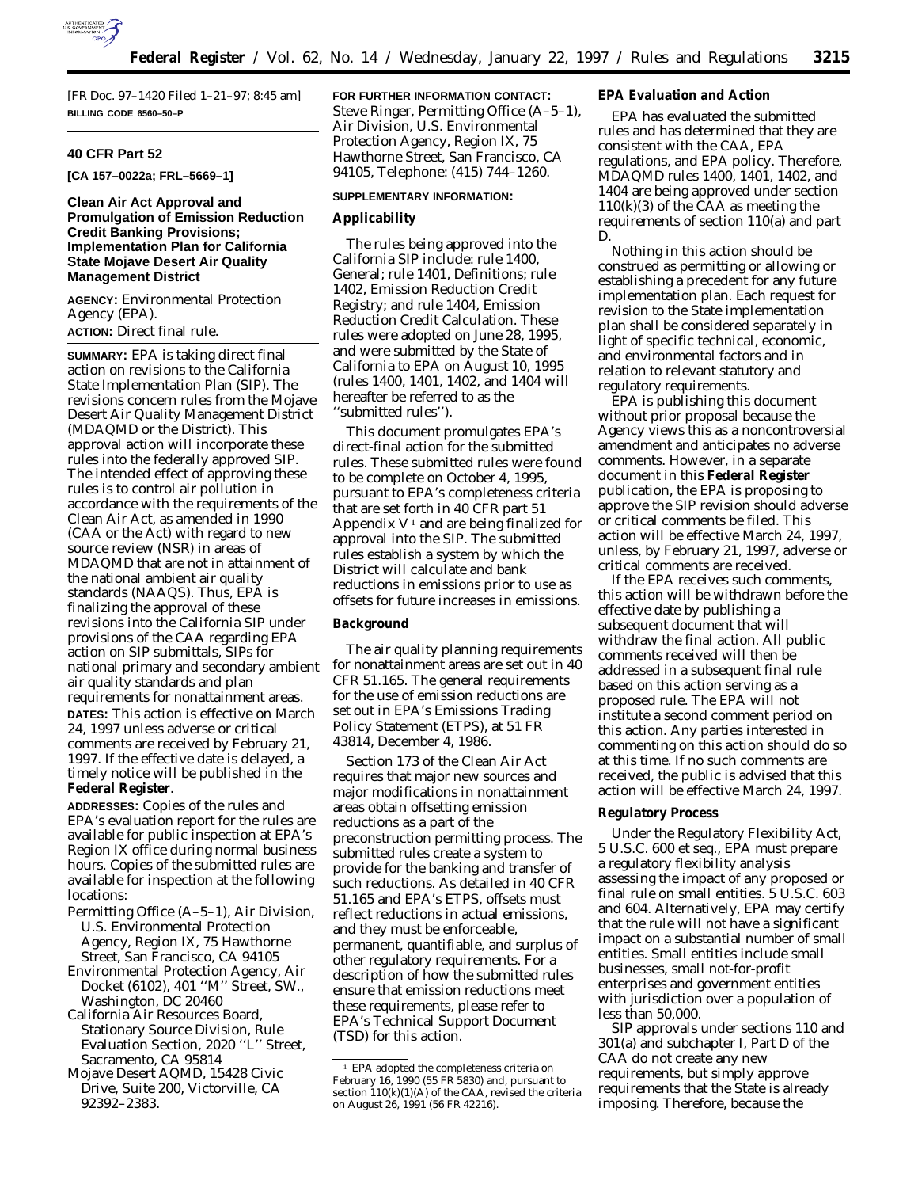[FR Doc. 97–1420 Filed 1–21–97; 8:45 am]

**BILLING CODE 6560–50–P**

## 40 CFR Part 52

**[CA 157–0022a; FRL–5669–1]**

## Clean Air Act Approval and Promulgation of Emission Reduction Credit Banking Provisions; Implementation Plan for California State Mojave Desert Air Quality Management District

**AGENCY:** Environmental Protection Agency (EPA).

**ACTION:** Direct final rule.

**SUMMARY:** EPA is taking direct final action on revisions to the California State Implementation Plan (SIP). The revisions concern rules from the Mojave Desert Air Quality Management District (MDAQMD or the District). This approval action will incorporate these rules into the federally approved SIP. The intended effect of approving these rules is to control air pollution in accordance with the requirements of the Clean Air Act, as amended in 1990 (CAA or the Act) with regard to new source review (NSR) in areas of MDAQMD that are not in attainment of the national ambient air quality standards (NAAQS). Thus, EPA is finalizing the approval of these revisions into the California SIP under provisions of the CAA regarding EPA action on SIP submittals, SIPs for national primary and secondary ambient air quality standards and plan requirements for nonattainment areas.

**DATES:** This action is effective on March 24, 1997 unless adverse or critical comments are received by February 21, 1997. If the effective date is delayed, a timely notice will be published in the **Federal Register**.

**ADDRESSES:** Copies of the rules and EPA's evaluation report for the rules are available for public inspection at EPA's Region IX office during normal business hours. Copies of the submitted rules are available for inspection at the following locations:

- Permitting Office (A–5–1), Air Division, U.S. Environmental Protection Agency, Region IX, 75 Hawthorne Street, San Francisco, CA 94105
- Environmental Protection Agency, Air Docket (6102), 401 ''M'' Street, SW., Washington, DC 20460
- California Air Resources Board, Stationary Source Division, Rule Evaluation Section, 2020 ''L'' Street, Sacramento, CA 95814
- Mojave Desert AQMD, 15428 Civic Drive, Suite 200, Victorville, CA 92392–2383.

**FOR FURTHER INFORMATION CONTACT:** Steve Ringer, Permitting Office (A–5–1), Air Division, U.S. Environmental Protection Agency, Region IX, 75 Hawthorne Street, San Francisco, CA 94105, Telephone: (415) 744–1260.

**SUPPLEMENTARY INFORMATION:**

### Applicability

The rules being approved into the California SIP include: rule 1400, General; rule 1401, Definitions; rule 1402, Emission Reduction Credit Registry; and rule 1404, Emission Reduction Credit Calculation. These rules were adopted on June 28, 1995, and were submitted by the State of California to EPA on August 10, 1995 (rules 1400, 1401, 1402, and 1404 will hereafter be referred to as the ''submitted rules'').

This document promulgates EPA's direct-final action for the submitted rules. These submitted rules were found to be complete on October 4, 1995, pursuant to EPA's completeness criteria that are set forth in 40 CFR part 51 Appendix V [1] and are being finalized for approval into the SIP. The submitted rules establish a system by which the District will calculate and bank reductions in emissions prior to use as offsets for future increases in emissions.

### Background

The air quality planning requirements for nonattainment areas are set out in 40 CFR 51.165. The general requirements for the use of emission reductions are set out in EPA's Emissions Trading Policy Statement (ETPS), at 51 FR 43814, December 4, 1986.

Section 173 of the Clean Air Act requires that major new sources and major modifications in nonattainment areas obtain offsetting emission reductions as a part of the preconstruction permitting process. The submitted rules create a system to provide for the banking and transfer of such reductions. As detailed in 40 CFR 51.165 and EPA's ETPS, offsets must reflect reductions in actual emissions, and they must be enforceable, permanent, quantifiable, and surplus of other regulatory requirements. For a description of how the submitted rules ensure that emission reductions meet these requirements, please refer to EPA's Technical Support Document (TSD) for this action.

[1] EPA adopted the completeness criteria on February 16, 1990 (55 FR 5830) and, pursuant to section 110(k)(1)(A) of the CAA, revised the criteria on August 26, 1991 (56 FR 42216).

### EPA Evaluation and Action

EPA has evaluated the submitted rules and has determined that they are consistent with the CAA, EPA regulations, and EPA policy. Therefore, MDAQMD rules 1400, 1401, 1402, and 1404 are being approved under section 110(k)(3) of the CAA as meeting the requirements of section 110(a) and part D.

Nothing in this action should be construed as permitting or allowing or establishing a precedent for any future implementation plan. Each request for revision to the State implementation plan shall be considered separately in light of specific technical, economic, and environmental factors and in relation to relevant statutory and regulatory requirements.

EPA is publishing this document without prior proposal because the Agency views this as a noncontroversial amendment and anticipates no adverse comments. However, in a separate document in this **Federal Register** publication, the EPA is proposing to approve the SIP revision should adverse or critical comments be filed. This action will be effective March 24, 1997, unless, by February 21, 1997, adverse or critical comments are received.

If the EPA receives such comments, this action will be withdrawn before the effective date by publishing a subsequent document that will withdraw the final action. All public comments received will then be addressed in a subsequent final rule based on this action serving as a proposed rule. The EPA will not institute a second comment period on this action. Any parties interested in commenting on this action should do so at this time. If no such comments are received, the public is advised that this action will be effective March 24, 1997.

### Regulatory Process

Under the Regulatory Flexibility Act, 5 U.S.C. 600 et seq., EPA must prepare a regulatory flexibility analysis assessing the impact of any proposed or final rule on small entities. 5 U.S.C. 603 and 604. Alternatively, EPA may certify that the rule will not have a significant impact on a substantial number of small entities. Small entities include small businesses, small not-for-profit enterprises and government entities with jurisdiction over a population of less than 50,000.

SIP approvals under sections 110 and 301(a) and subchapter I, Part D of the CAA do not create any new requirements, but simply approve requirements that the State is already imposing. Therefore, because the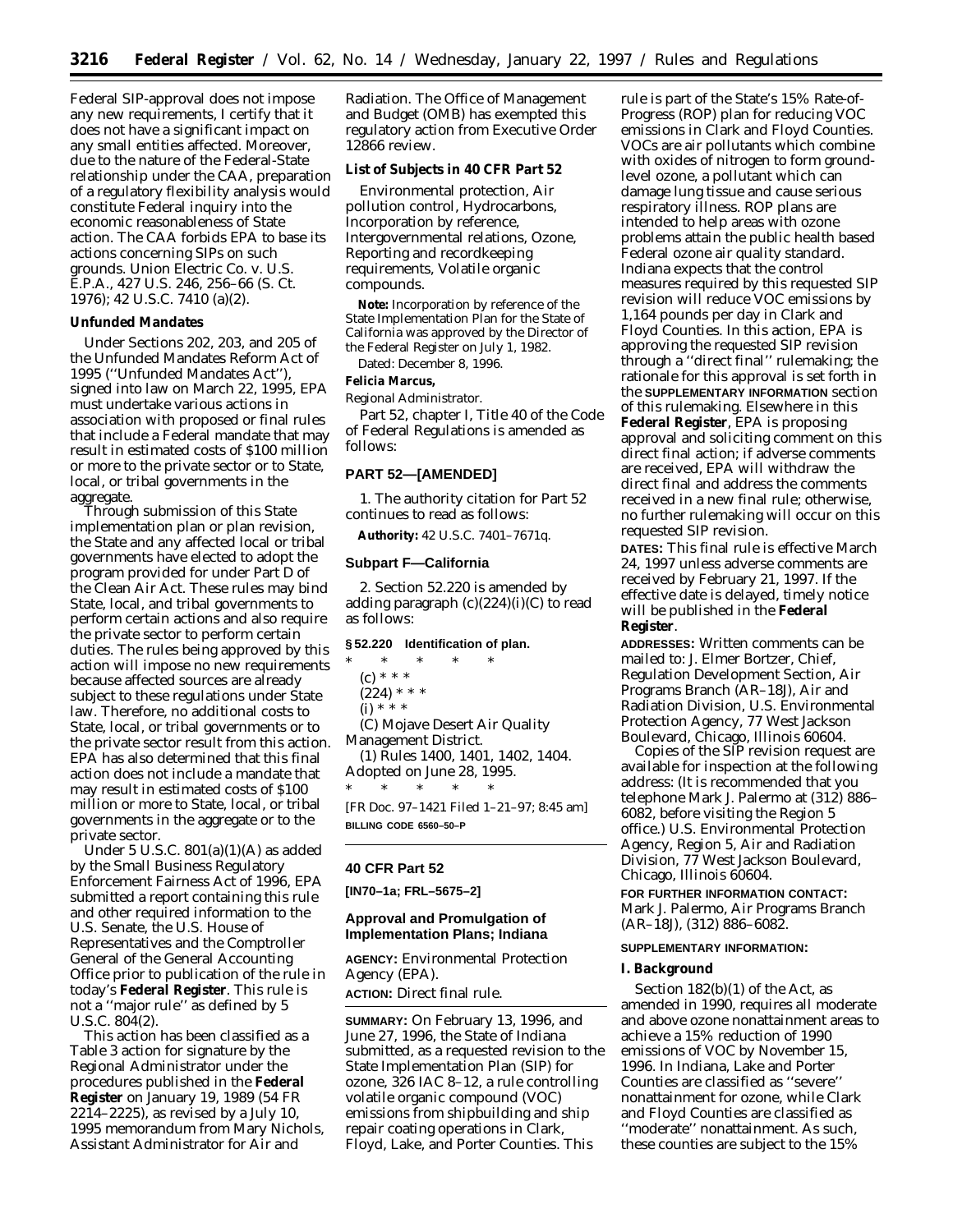Federal SIP-approval does not impose any new requirements, I certify that it does not have a significant impact on any small entities affected. Moreover, due to the nature of the Federal-State relationship under the CAA, preparation of a regulatory flexibility analysis would constitute Federal inquiry into the economic reasonableness of State action. The CAA forbids EPA to base its actions concerning SIPs on such grounds. Union Electric Co. v. U.S. E.P.A., 427 U.S. 246, 256–66 (S. Ct. 1976); 42 U.S.C. 7410 (a)(2).

**Unfunded Mandates**

Under Sections 202, 203, and 205 of the Unfunded Mandates Reform Act of 1995 (''Unfunded Mandates Act''), signed into law on March 22, 1995, EPA must undertake various actions in association with proposed or final rules that include a Federal mandate that may result in estimated costs of $100 million or more to the private sector or to State, local, or tribal governments in the aggregate.

Through submission of this State implementation plan or plan revision, the State and any affected local or tribal governments have elected to adopt the program provided for under Part D of the Clean Air Act. These rules may bind State, local, and tribal governments to perform certain actions and also require the private sector to perform certain duties. The rules being approved by this action will impose no new requirements because affected sources are already subject to these regulations under State law. Therefore, no additional costs to State, local, or tribal governments or to the private sector result from this action. EPA has also determined that this final action does not include a mandate that may result in estimated costs of $100 million or more to State, local, or tribal governments in the aggregate or to the private sector.

Under 5 U.S.C. 801(a)(1)(A) as added by the Small Business Regulatory Enforcement Fairness Act of 1996, EPA submitted a report containing this rule and other required information to the U.S. Senate, the U.S. House of Representatives and the Comptroller General of the General Accounting Office prior to publication of the rule in today's **Federal Register**. This rule is not a ''major rule'' as defined by 5 U.S.C. 804(2).

This action has been classified as a Table 3 action for signature by the Regional Administrator under the procedures published in the **Federal Register** on January 19, 1989 (54 FR 2214–2225), as revised by a July 10, 1995 memorandum from Mary Nichols, Assistant Administrator for Air and Radiation. The Office of Management and Budget (OMB) has exempted this regulatory action from Executive Order 12866 review.

**List of Subjects in 40 CFR Part 52**

Environmental protection, Air pollution control, Hydrocarbons, Incorporation by reference, Intergovernmental relations, Ozone, Reporting and recordkeeping requirements, Volatile organic compounds.

**Note:** Incorporation by reference of the State Implementation Plan for the State of California was approved by the Director of the Federal Register on July 1, 1982.

Dated: December 8, 1996.

**Felicia Marcus,**

*Regional Administrator.*

Part 52, chapter I, Title 40 of the Code of Federal Regulations is amended as follows:

## PART 52—[AMENDED]

1. The authority citation for Part 52 continues to read as follows:

**Authority:** 42 U.S.C. 7401–7671q.

### Subpart F—California

2. Section 52.220 is amended by adding paragraph (c)(224)(i)(C) to read as follows:

**§ 52.220 Identification of plan.**

\* \* \* \* \*

(c) \* \* \*

(224) \* \* \*

(i) \* \* \*

(C) Mojave Desert Air Quality Management District.

(*1*) Rules 1400, 1401, 1402, 1404. Adopted on June 28, 1995.

\* \* \* \* \*

[FR Doc. 97–1421 Filed 1–21–97; 8:45 am]

**BILLING CODE 6560–50–P**

---

## 40 CFR Part 52

**[IN70–1a; FRL–5675–2]**

## Approval and Promulgation of Implementation Plans; Indiana

**AGENCY:** Environmental Protection Agency (EPA).

**ACTION:** Direct final rule.

**SUMMARY:** On February 13, 1996, and June 27, 1996, the State of Indiana submitted, as a requested revision to the State Implementation Plan (SIP) for ozone, 326 IAC 8–12, a rule controlling volatile organic compound (VOC) emissions from shipbuilding and ship repair coating operations in Clark, Floyd, Lake, and Porter Counties. This rule is part of the State's 15% Rate-of-Progress (ROP) plan for reducing VOC emissions in Clark and Floyd Counties. VOCs are air pollutants which combine with oxides of nitrogen to form ground-level ozone, a pollutant which can damage lung tissue and cause serious respiratory illness. ROP plans are intended to help areas with ozone problems attain the public health based Federal ozone air quality standard. Indiana expects that the control measures required by this requested SIP revision will reduce VOC emissions by 1,164 pounds per day in Clark and Floyd Counties. In this action, EPA is approving the requested SIP revision through a ''direct final'' rulemaking; the rationale for this approval is set forth in the **SUPPLEMENTARY INFORMATION** section of this rulemaking. Elsewhere in this **Federal Register**, EPA is proposing approval and soliciting comment on this direct final action; if adverse comments are received, EPA will withdraw the direct final and address the comments received in a new final rule; otherwise, no further rulemaking will occur on this requested SIP revision.

**DATES:** This final rule is effective March 24, 1997 unless adverse comments are received by February 21, 1997. If the effective date is delayed, timely notice will be published in the **Federal Register**.

**ADDRESSES:** Written comments can be mailed to: J. Elmer Bortzer, Chief, Regulation Development Section, Air Programs Branch (AR–18J), Air and Radiation Division, U.S. Environmental Protection Agency, 77 West Jackson Boulevard, Chicago, Illinois 60604.

Copies of the SIP revision request are available for inspection at the following address: (It is recommended that you telephone Mark J. Palermo at (312) 886–6082, before visiting the Region 5 office.) U.S. Environmental Protection Agency, Region 5, Air and Radiation Division, 77 West Jackson Boulevard, Chicago, Illinois 60604.

**FOR FURTHER INFORMATION CONTACT:** Mark J. Palermo, Air Programs Branch (AR–18J), (312) 886–6082.

**SUPPLEMENTARY INFORMATION:**

**I. Background**

Section 182(b)(1) of the Act, as amended in 1990, requires all moderate and above ozone nonattainment areas to achieve a 15% reduction of 1990 emissions of VOC by November 15, 1996. In Indiana, Lake and Porter Counties are classified as ''severe'' nonattainment for ozone, while Clark and Floyd Counties are classified as ''moderate'' nonattainment. As such, these counties are subject to the 15%